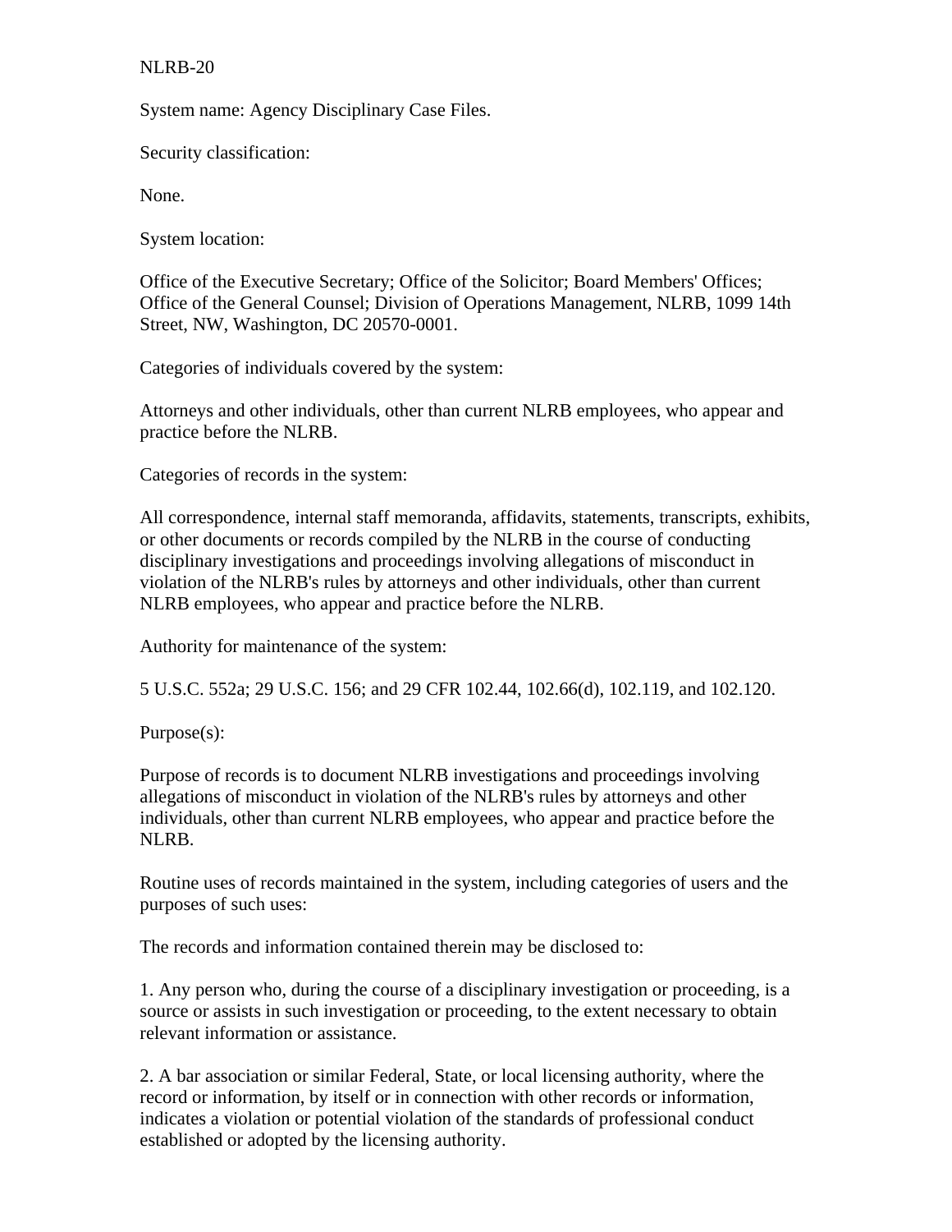NLRB-20

System name: Agency Disciplinary Case Files.

Security classification:

None.

System location:

Office of the Executive Secretary; Office of the Solicitor; Board Members' Offices; Office of the General Counsel; Division of Operations Management, NLRB, 1099 14th Street, NW, Washington, DC 20570-0001.

Categories of individuals covered by the system:

Attorneys and other individuals, other than current NLRB employees, who appear and practice before the NLRB.

Categories of records in the system:

All correspondence, internal staff memoranda, affidavits, statements, transcripts, exhibits, or other documents or records compiled by the NLRB in the course of conducting disciplinary investigations and proceedings involving allegations of misconduct in violation of the NLRB's rules by attorneys and other individuals, other than current NLRB employees, who appear and practice before the NLRB.

Authority for maintenance of the system:

5 U.S.C. 552a; 29 U.S.C. 156; and 29 CFR 102.44, 102.66(d), 102.119, and 102.120.

Purpose(s):

Purpose of records is to document NLRB investigations and proceedings involving allegations of misconduct in violation of the NLRB's rules by attorneys and other individuals, other than current NLRB employees, who appear and practice before the NLRB.

Routine uses of records maintained in the system, including categories of users and the purposes of such uses:

The records and information contained therein may be disclosed to:

1. Any person who, during the course of a disciplinary investigation or proceeding, is a source or assists in such investigation or proceeding, to the extent necessary to obtain relevant information or assistance.

2. A bar association or similar Federal, State, or local licensing authority, where the record or information, by itself or in connection with other records or information, indicates a violation or potential violation of the standards of professional conduct established or adopted by the licensing authority.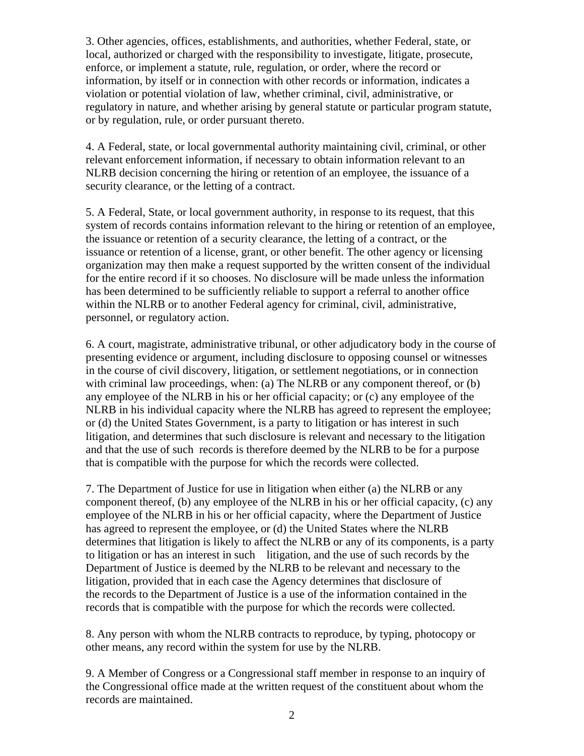3. Other agencies, offices, establishments, and authorities, whether Federal, state, or local, authorized or charged with the responsibility to investigate, litigate, prosecute, enforce, or implement a statute, rule, regulation, or order, where the record or information, by itself or in connection with other records or information, indicates a violation or potential violation of law, whether criminal, civil, administrative, or regulatory in nature, and whether arising by general statute or particular program statute, or by regulation, rule, or order pursuant thereto.

4. A Federal, state, or local governmental authority maintaining civil, criminal, or other relevant enforcement information, if necessary to obtain information relevant to an NLRB decision concerning the hiring or retention of an employee, the issuance of a security clearance, or the letting of a contract.

5. A Federal, State, or local government authority, in response to its request, that this system of records contains information relevant to the hiring or retention of an employee, the issuance or retention of a security clearance, the letting of a contract, or the issuance or retention of a license, grant, or other benefit. The other agency or licensing organization may then make a request supported by the written consent of the individual for the entire record if it so chooses. No disclosure will be made unless the information has been determined to be sufficiently reliable to support a referral to another office within the NLRB or to another Federal agency for criminal, civil, administrative, personnel, or regulatory action.

6. A court, magistrate, administrative tribunal, or other adjudicatory body in the course of presenting evidence or argument, including disclosure to opposing counsel or witnesses in the course of civil discovery, litigation, or settlement negotiations, or in connection with criminal law proceedings, when: (a) The NLRB or any component thereof, or (b) any employee of the NLRB in his or her official capacity; or (c) any employee of the NLRB in his individual capacity where the NLRB has agreed to represent the employee; or (d) the United States Government, is a party to litigation or has interest in such litigation, and determines that such disclosure is relevant and necessary to the litigation and that the use of such records is therefore deemed by the NLRB to be for a purpose that is compatible with the purpose for which the records were collected.

7. The Department of Justice for use in litigation when either (a) the NLRB or any component thereof, (b) any employee of the NLRB in his or her official capacity, (c) any employee of the NLRB in his or her official capacity, where the Department of Justice has agreed to represent the employee, or (d) the United States where the NLRB determines that litigation is likely to affect the NLRB or any of its components, is a party to litigation or has an interest in such litigation, and the use of such records by the Department of Justice is deemed by the NLRB to be relevant and necessary to the litigation, provided that in each case the Agency determines that disclosure of the records to the Department of Justice is a use of the information contained in the records that is compatible with the purpose for which the records were collected.

8. Any person with whom the NLRB contracts to reproduce, by typing, photocopy or other means, any record within the system for use by the NLRB.

9. A Member of Congress or a Congressional staff member in response to an inquiry of the Congressional office made at the written request of the constituent about whom the records are maintained.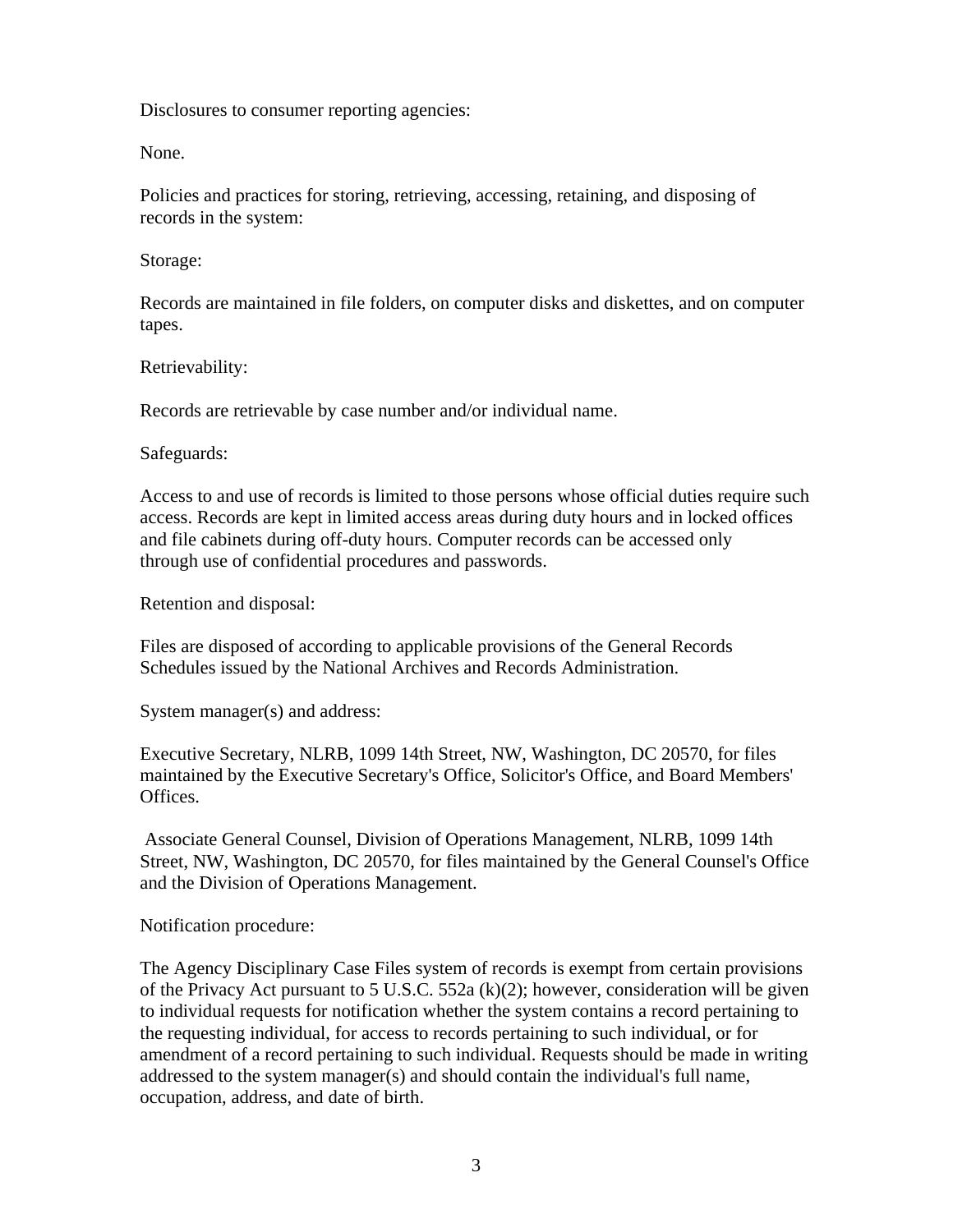Disclosures to consumer reporting agencies:

None.

Policies and practices for storing, retrieving, accessing, retaining, and disposing of records in the system:

Storage:

Records are maintained in file folders, on computer disks and diskettes, and on computer tapes.

Retrievability:

Records are retrievable by case number and/or individual name.

Safeguards:

Access to and use of records is limited to those persons whose official duties require such access. Records are kept in limited access areas during duty hours and in locked offices and file cabinets during off-duty hours. Computer records can be accessed only through use of confidential procedures and passwords.

Retention and disposal:

Files are disposed of according to applicable provisions of the General Records Schedules issued by the National Archives and Records Administration.

System manager(s) and address:

Executive Secretary, NLRB, 1099 14th Street, NW, Washington, DC 20570, for files maintained by the Executive Secretary's Office, Solicitor's Office, and Board Members' Offices.

Associate General Counsel, Division of Operations Management, NLRB, 1099 14th Street, NW, Washington, DC 20570, for files maintained by the General Counsel's Office and the Division of Operations Management.

Notification procedure:

The Agency Disciplinary Case Files system of records is exempt from certain provisions of the Privacy Act pursuant to 5 U.S.C. 552a (k)(2); however, consideration will be given to individual requests for notification whether the system contains a record pertaining to the requesting individual, for access to records pertaining to such individual, or for amendment of a record pertaining to such individual. Requests should be made in writing addressed to the system manager(s) and should contain the individual's full name, occupation, address, and date of birth.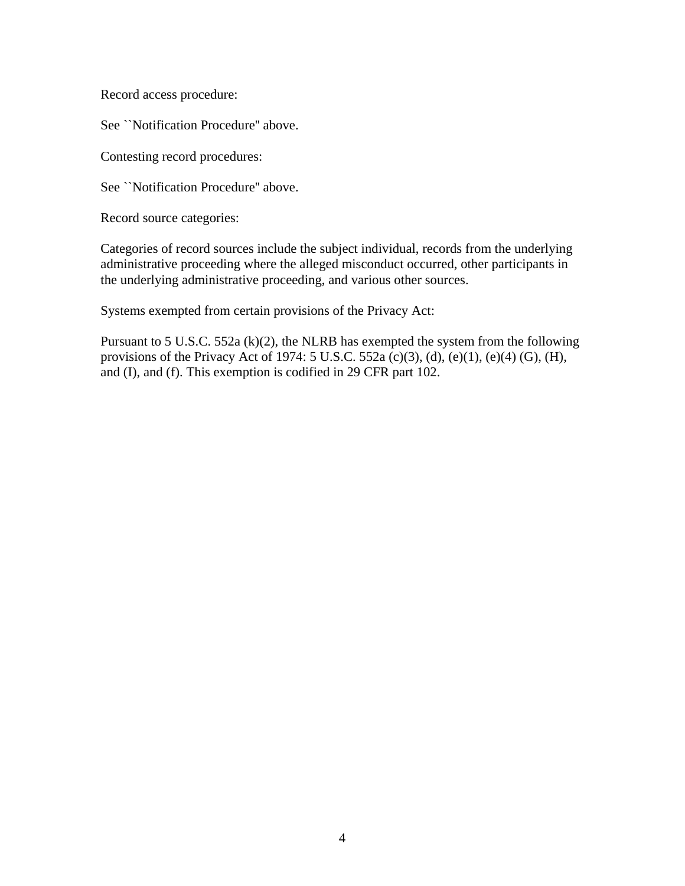Record access procedure:

See ``Notification Procedure'' above.

Contesting record procedures:

See ``Notification Procedure'' above.

Record source categories:

Categories of record sources include the subject individual, records from the underlying administrative proceeding where the alleged misconduct occurred, other participants in the underlying administrative proceeding, and various other sources.

Systems exempted from certain provisions of the Privacy Act:

Pursuant to 5 U.S.C. 552a (k)(2), the NLRB has exempted the system from the following provisions of the Privacy Act of 1974: 5 U.S.C. 552a (c)(3), (d), (e)(1), (e)(4) (G), (H), and (I), and (f). This exemption is codified in 29 CFR part 102.